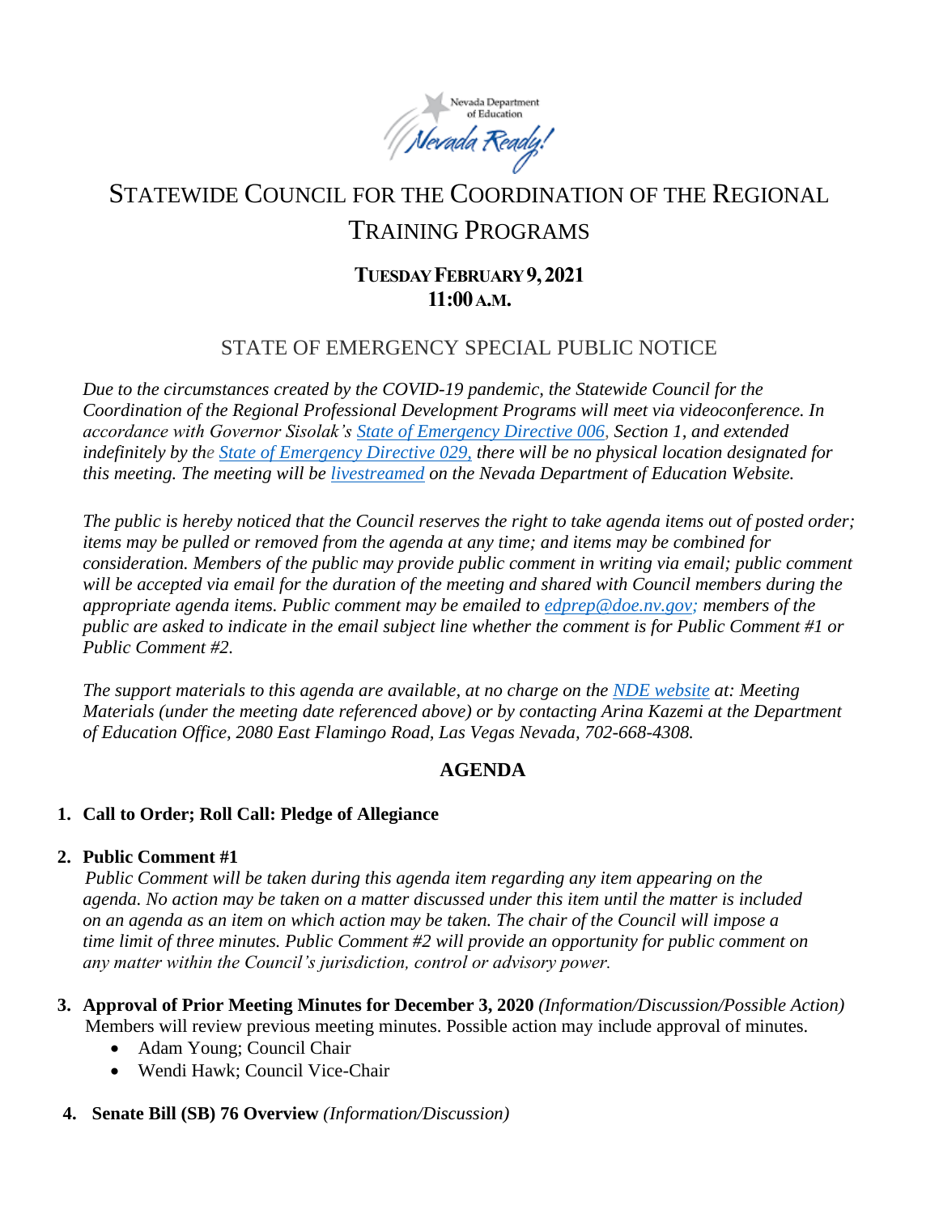Nevada Department of Education

*Nevada Ready!*

# STATEWIDE COUNCIL FOR THE COORDINATION OF THE REGIONAL TRAINING PROGRAMS

**TUESDAY FEBRUARY 9, 2021**
**11:00 A.M.**

## STATE OF EMERGENCY SPECIAL PUBLIC NOTICE

*Due to the circumstances created by the COVID-19 pandemic, the Statewide Council for the Coordination of the Regional Professional Development Programs will meet via videoconference. In accordance with Governor Sisolak's State of Emergency Directive 006, Section 1, and extended indefinitely by the State of Emergency Directive 029, there will be no physical location designated for this meeting. The meeting will be livestreamed on the Nevada Department of Education Website.*

*The public is hereby noticed that the Council reserves the right to take agenda items out of posted order; items may be pulled or removed from the agenda at any time; and items may be combined for consideration. Members of the public may provide public comment in writing via email; public comment will be accepted via email for the duration of the meeting and shared with Council members during the appropriate agenda items. Public comment may be emailed to edprep@doe.nv.gov; members of the public are asked to indicate in the email subject line whether the comment is for Public Comment #1 or Public Comment #2.*

*The support materials to this agenda are available, at no charge on the NDE website at: Meeting Materials (under the meeting date referenced above) or by contacting Arina Kazemi at the Department of Education Office, 2080 East Flamingo Road, Las Vegas Nevada, 702-668-4308.*

## AGENDA

1. **Call to Order; Roll Call: Pledge of Allegiance**

2. **Public Comment #1**
   *Public Comment will be taken during this agenda item regarding any item appearing on the agenda. No action may be taken on a matter discussed under this item until the matter is included on an agenda as an item on which action may be taken. The chair of the Council will impose a time limit of three minutes. Public Comment #2 will provide an opportunity for public comment on any matter within the Council's jurisdiction, control or advisory power.*

3. **Approval of Prior Meeting Minutes for December 3, 2020** *(Information/Discussion/Possible Action)*
   Members will review previous meeting minutes. Possible action may include approval of minutes.
   - Adam Young; Council Chair
   - Wendi Hawk; Council Vice-Chair

4. **Senate Bill (SB) 76 Overview** *(Information/Discussion)*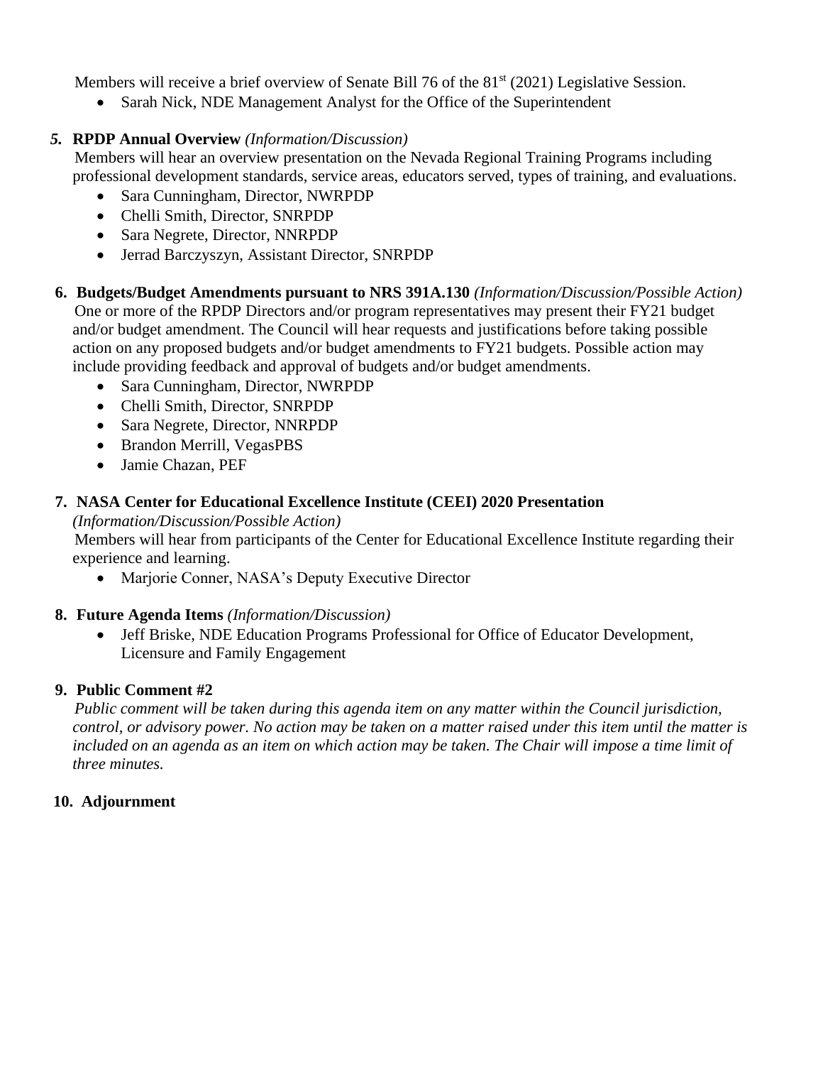Members will receive a brief overview of Senate Bill 76 of the 81st (2021) Legislative Session.

- Sarah Nick, NDE Management Analyst for the Office of the Superintendent

5. **RPDP Annual Overview** *(Information/Discussion)*
   Members will hear an overview presentation on the Nevada Regional Training Programs including professional development standards, service areas, educators served, types of training, and evaluations.
   - Sara Cunningham, Director, NWRPDP
   - Chelli Smith, Director, SNRPDP
   - Sara Negrete, Director, NNRPDP
   - Jerrad Barczyszyn, Assistant Director, SNRPDP

6. **Budgets/Budget Amendments pursuant to NRS 391A.130** *(Information/Discussion/Possible Action)*
   One or more of the RPDP Directors and/or program representatives may present their FY21 budget and/or budget amendment. The Council will hear requests and justifications before taking possible action on any proposed budgets and/or budget amendments to FY21 budgets. Possible action may include providing feedback and approval of budgets and/or budget amendments.
   - Sara Cunningham, Director, NWRPDP
   - Chelli Smith, Director, SNRPDP
   - Sara Negrete, Director, NNRPDP
   - Brandon Merrill, VegasPBS
   - Jamie Chazan, PEF

7. **NASA Center for Educational Excellence Institute (CEEI) 2020 Presentation** *(Information/Discussion/Possible Action)*
   Members will hear from participants of the Center for Educational Excellence Institute regarding their experience and learning.
   - Marjorie Conner, NASA's Deputy Executive Director

8. **Future Agenda Items** *(Information/Discussion)*
   - Jeff Briske, NDE Education Programs Professional for Office of Educator Development, Licensure and Family Engagement

9. **Public Comment #2**
   *Public comment will be taken during this agenda item on any matter within the Council jurisdiction, control, or advisory power. No action may be taken on a matter raised under this item until the matter is included on an agenda as an item on which action may be taken. The Chair will impose a time limit of three minutes.*

10. **Adjournment**